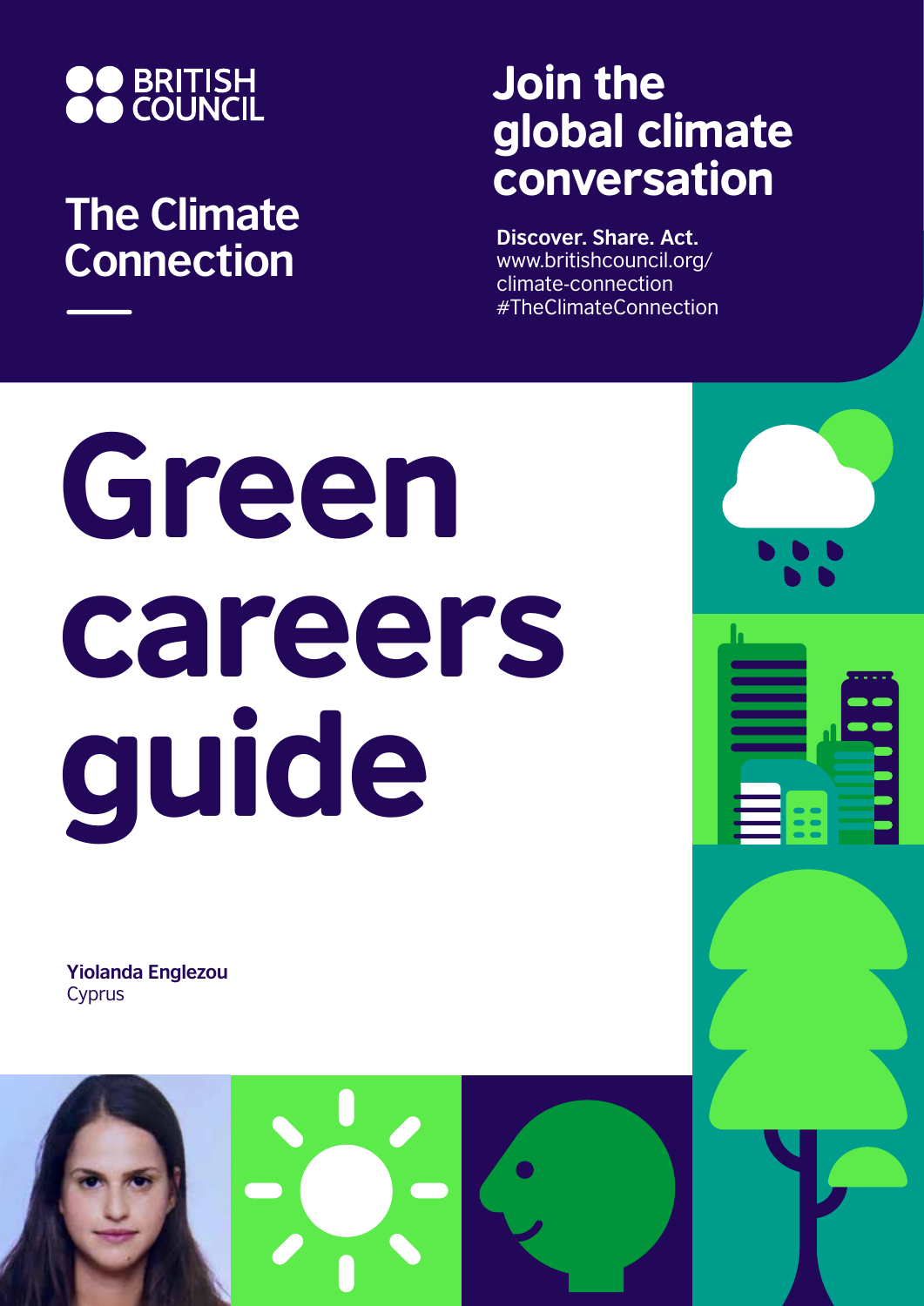BRITISH COUNCIL

## The Climate Connection

## Join the global climate conversation

**Discover. Share. Act.**
www.britishcouncil.org/climate-connection
#TheClimateConnection

# Green careers guide

**Yiolanda Englezou**
Cyprus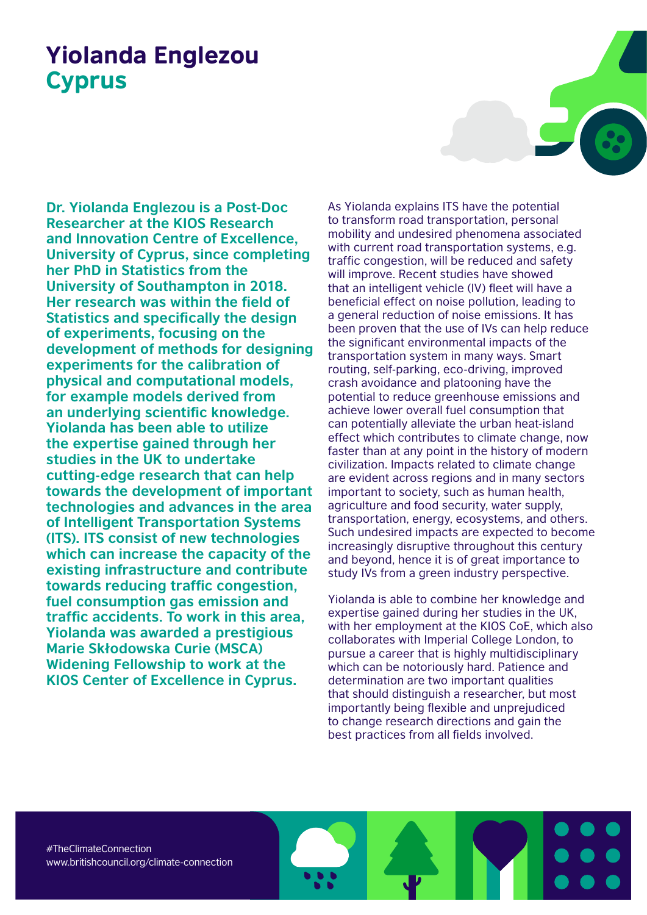# Yiolanda Englezou
## Cyprus

**Dr. Yiolanda Englezou is a Post-Doc Researcher at the KIOS Research and Innovation Centre of Excellence, University of Cyprus, since completing her PhD in Statistics from the University of Southampton in 2018. Her research was within the field of Statistics and specifically the design of experiments, focusing on the development of methods for designing experiments for the calibration of physical and computational models, for example models derived from an underlying scientific knowledge. Yiolanda has been able to utilize the expertise gained through her studies in the UK to undertake cutting-edge research that can help towards the development of important technologies and advances in the area of Intelligent Transportation Systems (ITS). ITS consist of new technologies which can increase the capacity of the existing infrastructure and contribute towards reducing traffic congestion, fuel consumption gas emission and traffic accidents. To work in this area, Yiolanda was awarded a prestigious Marie Skłodowska Curie (MSCA) Widening Fellowship to work at the KIOS Center of Excellence in Cyprus.**

As Yiolanda explains ITS have the potential to transform road transportation, personal mobility and undesired phenomena associated with current road transportation systems, e.g. traffic congestion, will be reduced and safety will improve. Recent studies have showed that an intelligent vehicle (IV) fleet will have a beneficial effect on noise pollution, leading to a general reduction of noise emissions. It has been proven that the use of IVs can help reduce the significant environmental impacts of the transportation system in many ways. Smart routing, self-parking, eco-driving, improved crash avoidance and platooning have the potential to reduce greenhouse emissions and achieve lower overall fuel consumption that can potentially alleviate the urban heat-island effect which contributes to climate change, now faster than at any point in the history of modern civilization. Impacts related to climate change are evident across regions and in many sectors important to society, such as human health, agriculture and food security, water supply, transportation, energy, ecosystems, and others. Such undesired impacts are expected to become increasingly disruptive throughout this century and beyond, hence it is of great importance to study IVs from a green industry perspective.

Yiolanda is able to combine her knowledge and expertise gained during her studies in the UK, with her employment at the KIOS CoE, which also collaborates with Imperial College London, to pursue a career that is highly multidisciplinary which can be notoriously hard. Patience and determination are two important qualities that should distinguish a researcher, but most importantly being flexible and unprejudiced to change research directions and gain the best practices from all fields involved.

#TheClimateConnection
www.britishcouncil.org/climate-connection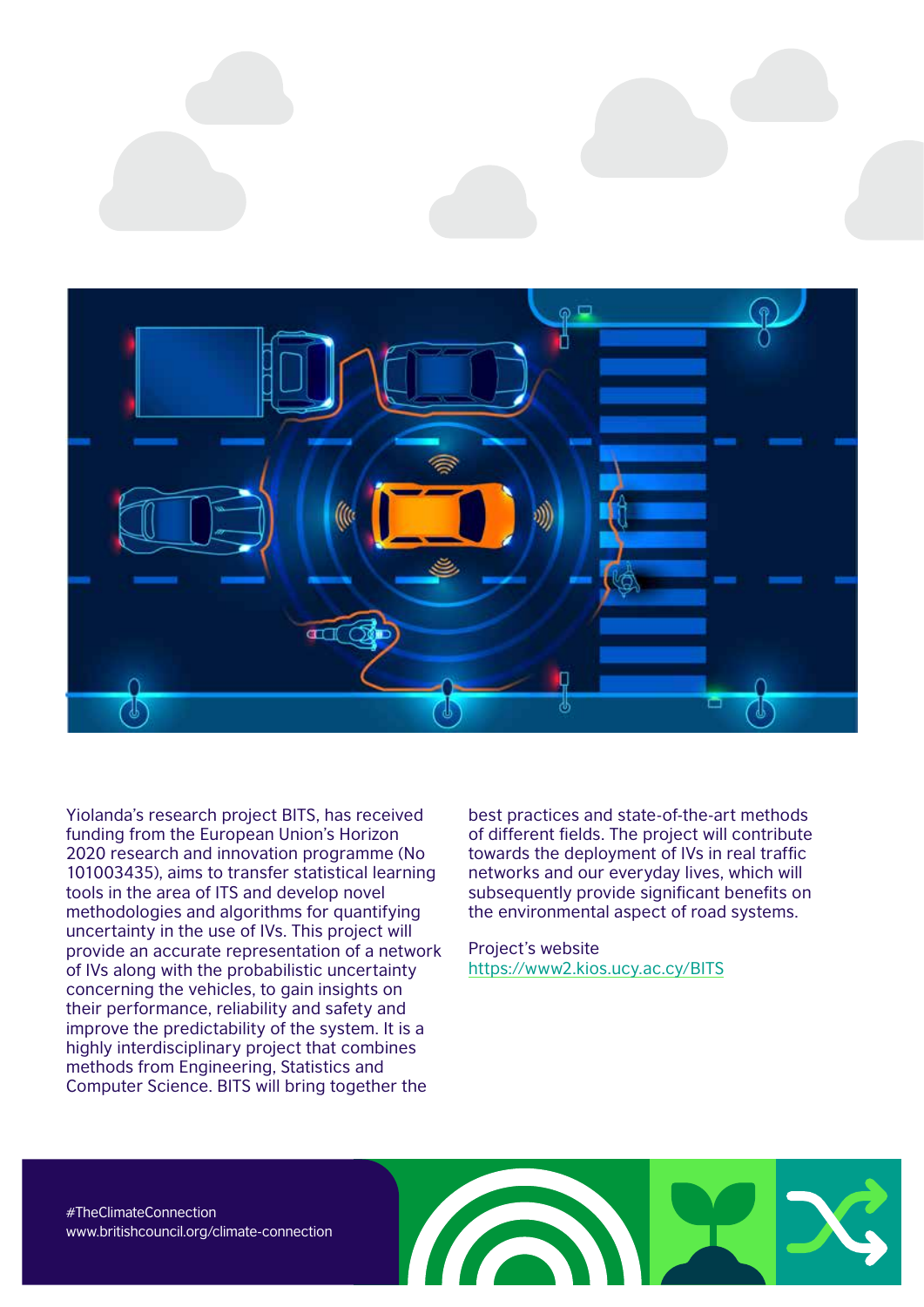Yiolanda's research project BITS, has received funding from the European Union's Horizon 2020 research and innovation programme (No 101003435), aims to transfer statistical learning tools in the area of ITS and develop novel methodologies and algorithms for quantifying uncertainty in the use of IVs. This project will provide an accurate representation of a network of IVs along with the probabilistic uncertainty concerning the vehicles, to gain insights on their performance, reliability and safety and improve the predictability of the system. It is a highly interdisciplinary project that combines methods from Engineering, Statistics and Computer Science. BITS will bring together the best practices and state-of-the-art methods of different fields. The project will contribute towards the deployment of IVs in real traffic networks and our everyday lives, which will subsequently provide significant benefits on the environmental aspect of road systems.

Project's website
https://www2.kios.ucy.ac.cy/BITS

#TheClimateConnection
www.britishcouncil.org/climate-connection